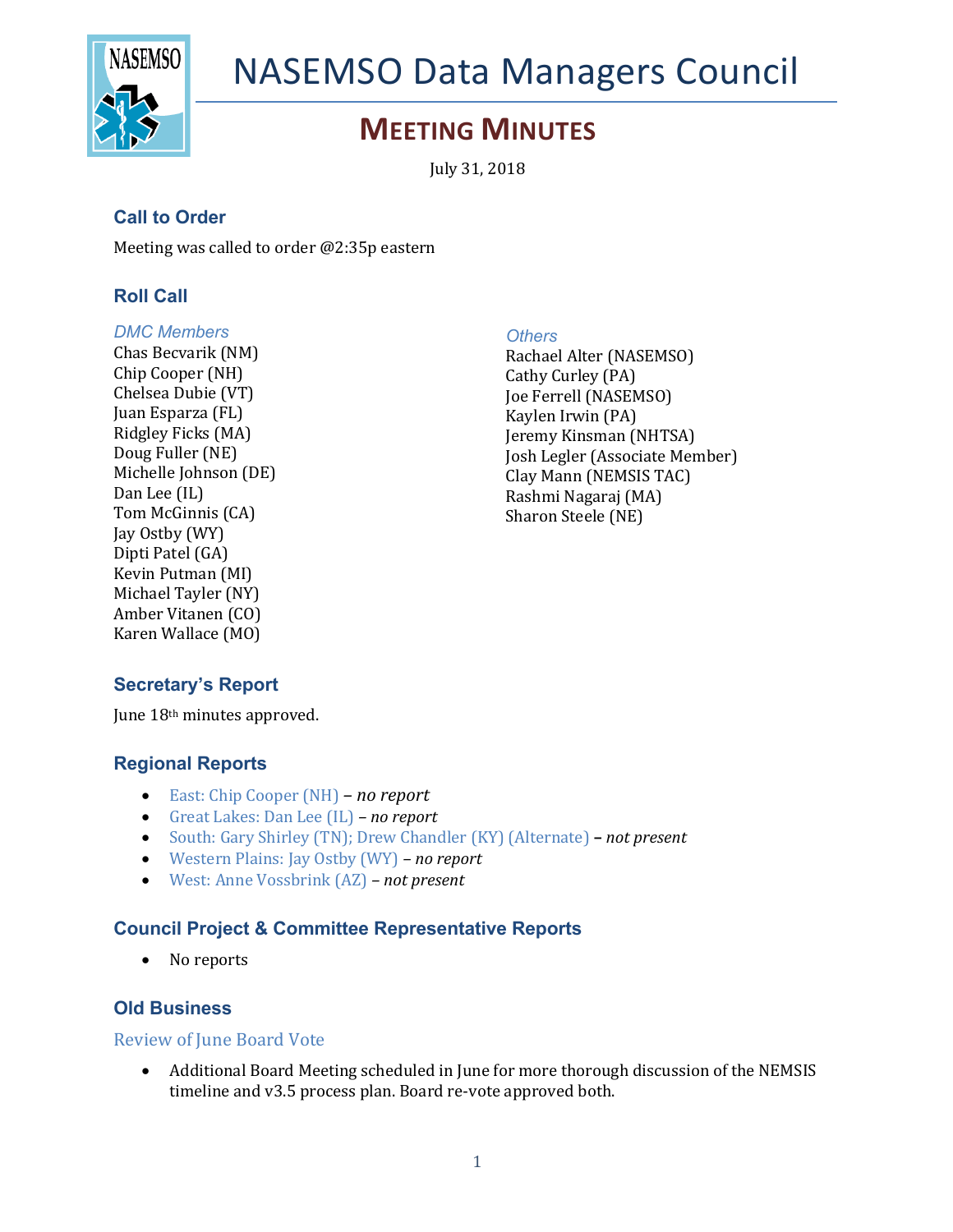# NASEMSO Data Managers Council

## MEETING MINUTES

July 31, 2018

### Call to Order

Meeting was called to order @2:35p eastern

### Roll Call

*DMC Members*

Chas Becvarik (NM)
Chip Cooper (NH)
Chelsea Dubie (VT)
Juan Esparza (FL)
Ridgley Ficks (MA)
Doug Fuller (NE)
Michelle Johnson (DE)
Dan Lee (IL)
Tom McGinnis (CA)
Jay Ostby (WY)
Dipti Patel (GA)
Kevin Putman (MI)
Michael Tayler (NY)
Amber Vitanen (CO)
Karen Wallace (MO)

*Others*

Rachael Alter (NASEMSO)
Cathy Curley (PA)
Joe Ferrell (NASEMSO)
Kaylen Irwin (PA)
Jeremy Kinsman (NHTSA)
Josh Legler (Associate Member)
Clay Mann (NEMSIS TAC)
Rashmi Nagaraj (MA)
Sharon Steele (NE)

### Secretary's Report

June 18th minutes approved.

### Regional Reports

- East: Chip Cooper (NH) – *no report*
- Great Lakes: Dan Lee (IL) – *no report*
- South: Gary Shirley (TN); Drew Chandler (KY) (Alternate) – *not present*
- Western Plains: Jay Ostby (WY) – *no report*
- West: Anne Vossbrink (AZ) – *not present*

### Council Project & Committee Representative Reports

- No reports

### Old Business

#### Review of June Board Vote

- Additional Board Meeting scheduled in June for more thorough discussion of the NEMSIS timeline and v3.5 process plan. Board re-vote approved both.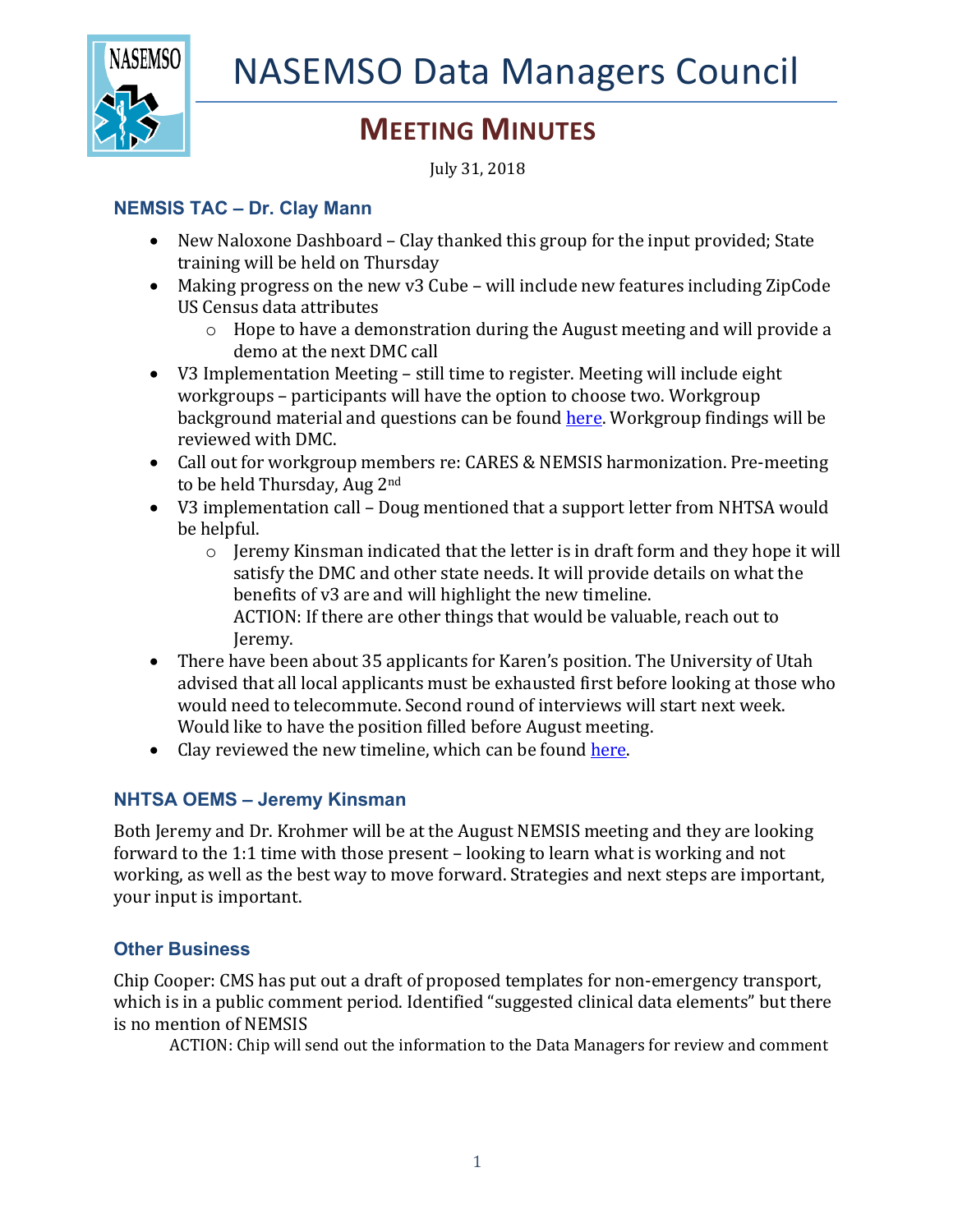# NASEMSO Data Managers Council

## MEETING MINUTES

July 31, 2018

### NEMSIS TAC – Dr. Clay Mann

- New Naloxone Dashboard – Clay thanked this group for the input provided; State training will be held on Thursday
- Making progress on the new v3 Cube – will include new features including ZipCode US Census data attributes
  - Hope to have a demonstration during the August meeting and will provide a demo at the next DMC call
- V3 Implementation Meeting – still time to register. Meeting will include eight workgroups – participants will have the option to choose two. Workgroup background material and questions can be found here. Workgroup findings will be reviewed with DMC.
- Call out for workgroup members re: CARES & NEMSIS harmonization. Pre-meeting to be held Thursday, Aug 2nd
- V3 implementation call – Doug mentioned that a support letter from NHTSA would be helpful.
  - Jeremy Kinsman indicated that the letter is in draft form and they hope it will satisfy the DMC and other state needs. It will provide details on what the benefits of v3 are and will highlight the new timeline.
    ACTION: If there are other things that would be valuable, reach out to Jeremy.
- There have been about 35 applicants for Karen's position. The University of Utah advised that all local applicants must be exhausted first before looking at those who would need to telecommute. Second round of interviews will start next week. Would like to have the position filled before August meeting.
- Clay reviewed the new timeline, which can be found here.

### NHTSA OEMS – Jeremy Kinsman

Both Jeremy and Dr. Krohmer will be at the August NEMSIS meeting and they are looking forward to the 1:1 time with those present – looking to learn what is working and not working, as well as the best way to move forward. Strategies and next steps are important, your input is important.

### Other Business

Chip Cooper: CMS has put out a draft of proposed templates for non-emergency transport, which is in a public comment period. Identified "suggested clinical data elements" but there is no mention of NEMSIS

ACTION: Chip will send out the information to the Data Managers for review and comment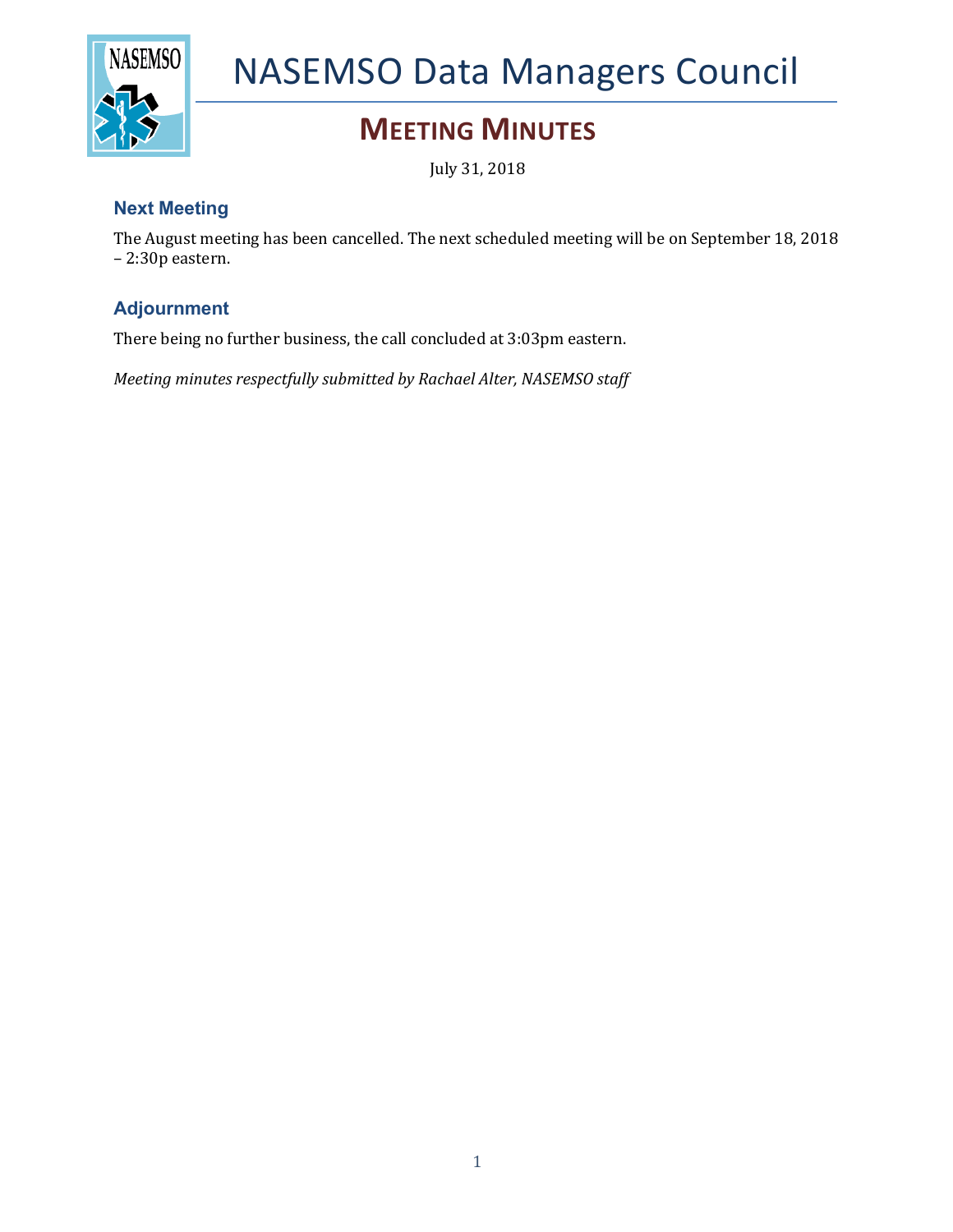# NASEMSO Data Managers Council

## MEETING MINUTES

July 31, 2018

### Next Meeting

The August meeting has been cancelled. The next scheduled meeting will be on September 18, 2018 – 2:30p eastern.

### Adjournment

There being no further business, the call concluded at 3:03pm eastern.

*Meeting minutes respectfully submitted by Rachael Alter, NASEMSO staff*